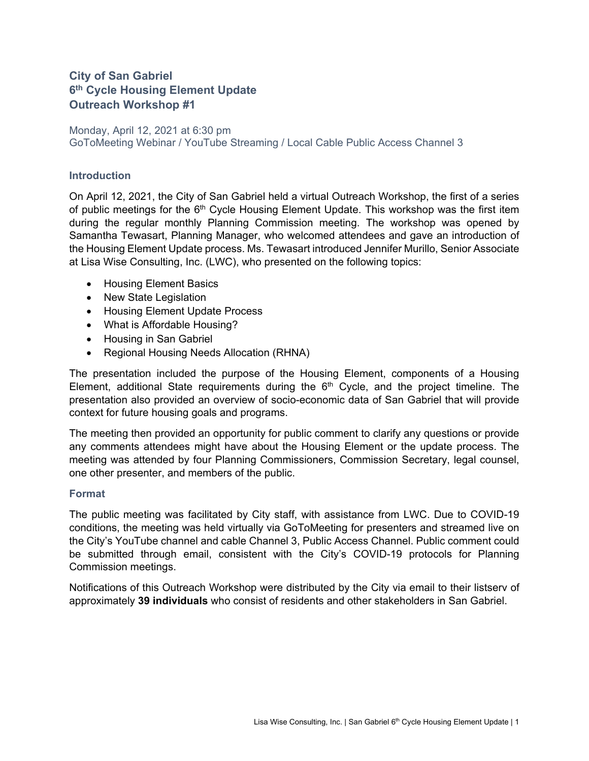# City of San Gabriel
# 6th Cycle Housing Element Update
# Outreach Workshop #1

Monday, April 12, 2021 at 6:30 pm
GoToMeeting Webinar / YouTube Streaming / Local Cable Public Access Channel 3

## Introduction

On April 12, 2021, the City of San Gabriel held a virtual Outreach Workshop, the first of a series of public meetings for the 6th Cycle Housing Element Update. This workshop was the first item during the regular monthly Planning Commission meeting. The workshop was opened by Samantha Tewasart, Planning Manager, who welcomed attendees and gave an introduction of the Housing Element Update process. Ms. Tewasart introduced Jennifer Murillo, Senior Associate at Lisa Wise Consulting, Inc. (LWC), who presented on the following topics:

- Housing Element Basics
- New State Legislation
- Housing Element Update Process
- What is Affordable Housing?
- Housing in San Gabriel
- Regional Housing Needs Allocation (RHNA)

The presentation included the purpose of the Housing Element, components of a Housing Element, additional State requirements during the 6th Cycle, and the project timeline. The presentation also provided an overview of socio-economic data of San Gabriel that will provide context for future housing goals and programs.

The meeting then provided an opportunity for public comment to clarify any questions or provide any comments attendees might have about the Housing Element or the update process. The meeting was attended by four Planning Commissioners, Commission Secretary, legal counsel, one other presenter, and members of the public.

## Format

The public meeting was facilitated by City staff, with assistance from LWC. Due to COVID-19 conditions, the meeting was held virtually via GoToMeeting for presenters and streamed live on the City's YouTube channel and cable Channel 3, Public Access Channel. Public comment could be submitted through email, consistent with the City's COVID-19 protocols for Planning Commission meetings.

Notifications of this Outreach Workshop were distributed by the City via email to their listserv of approximately **39 individuals** who consist of residents and other stakeholders in San Gabriel.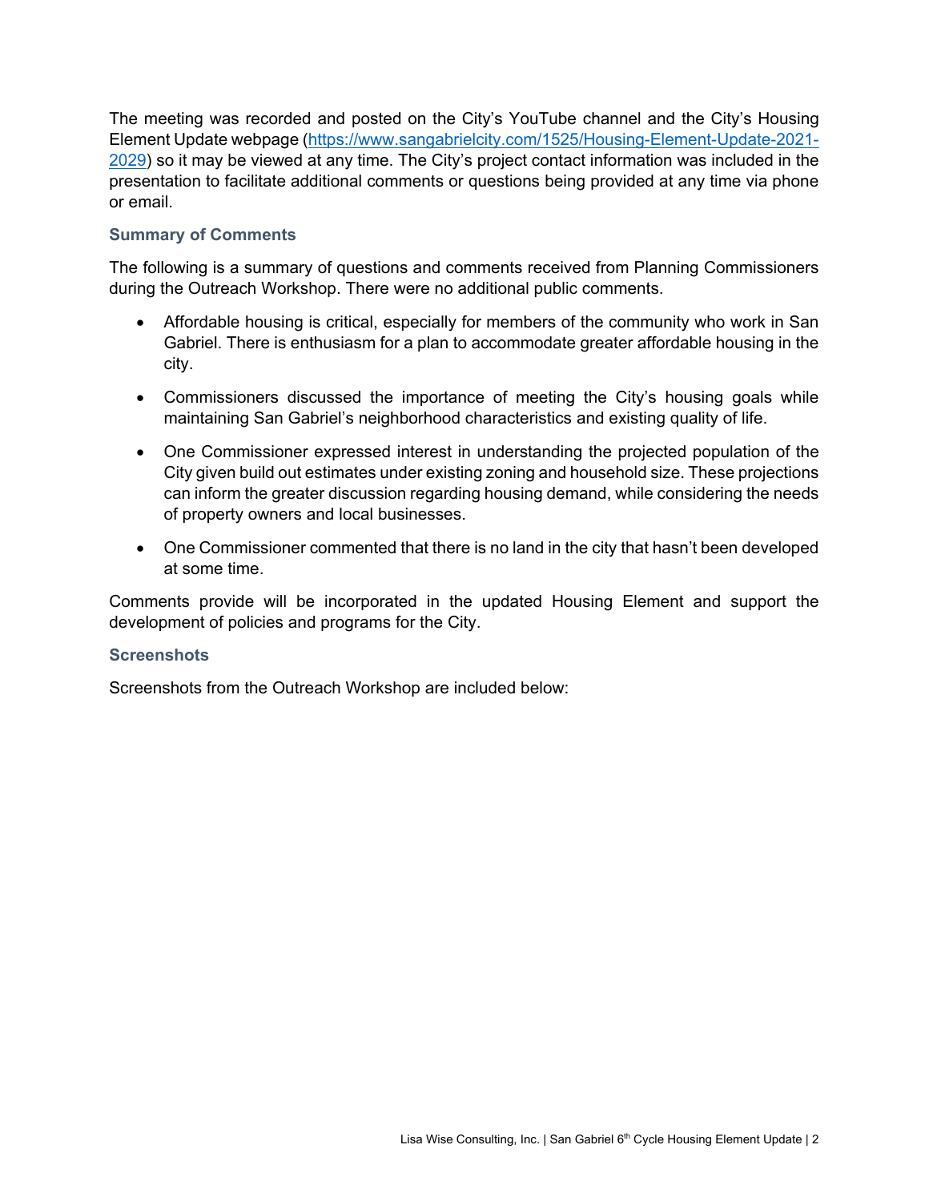The meeting was recorded and posted on the City's YouTube channel and the City's Housing Element Update webpage (https://www.sangabrielcity.com/1525/Housing-Element-Update-2021-2029) so it may be viewed at any time. The City's project contact information was included in the presentation to facilitate additional comments or questions being provided at any time via phone or email.

### Summary of Comments

The following is a summary of questions and comments received from Planning Commissioners during the Outreach Workshop. There were no additional public comments.

- Affordable housing is critical, especially for members of the community who work in San Gabriel. There is enthusiasm for a plan to accommodate greater affordable housing in the city.
- Commissioners discussed the importance of meeting the City's housing goals while maintaining San Gabriel's neighborhood characteristics and existing quality of life.
- One Commissioner expressed interest in understanding the projected population of the City given build out estimates under existing zoning and household size. These projections can inform the greater discussion regarding housing demand, while considering the needs of property owners and local businesses.
- One Commissioner commented that there is no land in the city that hasn't been developed at some time.

Comments provide will be incorporated in the updated Housing Element and support the development of policies and programs for the City.

### Screenshots

Screenshots from the Outreach Workshop are included below: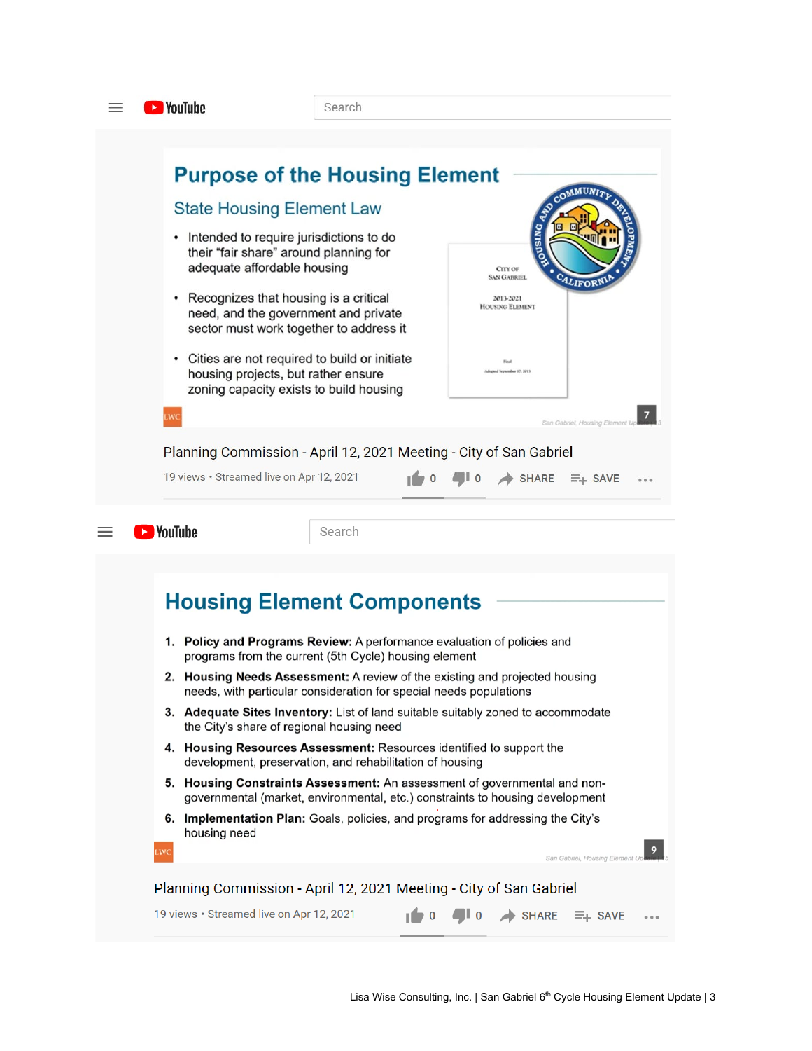YouTube

Search

# Purpose of the Housing Element

## State Housing Element Law

- Intended to require jurisdictions to do their "fair share" around planning for adequate affordable housing
- Recognizes that housing is a critical need, and the government and private sector must work together to address it
- Cities are not required to build or initiate housing projects, but rather ensure zoning capacity exists to build housing

City of San Gabriel

2013-2021 Housing Element

HOUSING AND COMMUNITY DEVELOPMENT • CALIFORNIA

LWC

San Gabriel, Housing Element Update

7

Planning Commission - April 12, 2021 Meeting - City of San Gabriel

19 views • Streamed live on Apr 12, 2021 0 0 SHARE SAVE ...

YouTube

Search

# Housing Element Components

1. **Policy and Programs Review:** A performance evaluation of policies and programs from the current (5th Cycle) housing element
2. **Housing Needs Assessment:** A review of the existing and projected housing needs, with particular consideration for special needs populations
3. **Adequate Sites Inventory:** List of land suitable suitably zoned to accommodate the City's share of regional housing need
4. **Housing Resources Assessment:** Resources identified to support the development, preservation, and rehabilitation of housing
5. **Housing Constraints Assessment:** An assessment of governmental and non-governmental (market, environmental, etc.) constraints to housing development
6. **Implementation Plan:** Goals, policies, and programs for addressing the City's housing need

LWC

San Gabriel, Housing Element Update

9

Planning Commission - April 12, 2021 Meeting - City of San Gabriel

19 views • Streamed live on Apr 12, 2021 0 0 SHARE SAVE ...